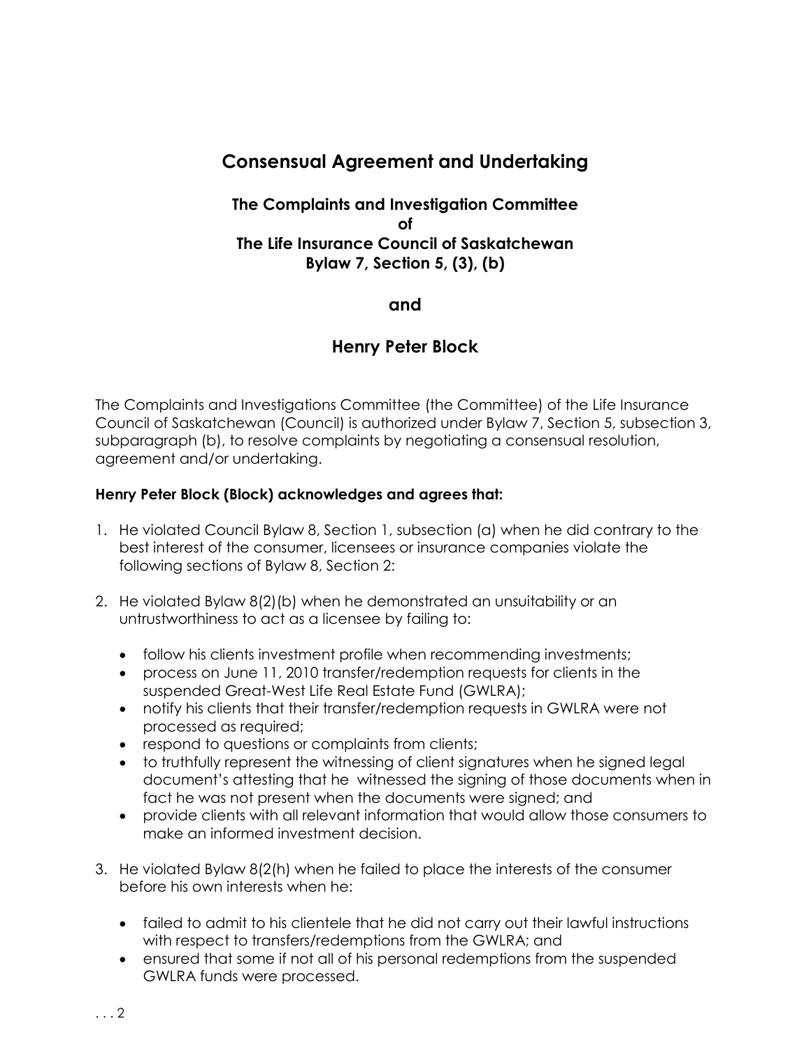# Consensual Agreement and Undertaking

## The Complaints and Investigation Committee of The Life Insurance Council of Saskatchewan Bylaw 7, Section 5, (3), (b)

## and

## Henry Peter Block

The Complaints and Investigations Committee (the Committee) of the Life Insurance Council of Saskatchewan (Council) is authorized under Bylaw 7, Section 5, subsection 3, subparagraph (b), to resolve complaints by negotiating a consensual resolution, agreement and/or undertaking.

**Henry Peter Block (Block) acknowledges and agrees that:**

1. He violated Council Bylaw 8, Section 1, subsection (a) when he did contrary to the best interest of the consumer, licensees or insurance companies violate the following sections of Bylaw 8, Section 2:

2. He violated Bylaw 8(2)(b) when he demonstrated an unsuitability or an untrustworthiness to act as a licensee by failing to:

   - follow his clients investment profile when recommending investments;
   - process on June 11, 2010 transfer/redemption requests for clients in the suspended Great-West Life Real Estate Fund (GWLRA);
   - notify his clients that their transfer/redemption requests in GWLRA were not processed as required;
   - respond to questions or complaints from clients;
   - to truthfully represent the witnessing of client signatures when he signed legal document's attesting that he witnessed the signing of those documents when in fact he was not present when the documents were signed; and
   - provide clients with all relevant information that would allow those consumers to make an informed investment decision.

3. He violated Bylaw 8(2(h) when he failed to place the interests of the consumer before his own interests when he:

   - failed to admit to his clientele that he did not carry out their lawful instructions with respect to transfers/redemptions from the GWLRA; and
   - ensured that some if not all of his personal redemptions from the suspended GWLRA funds were processed.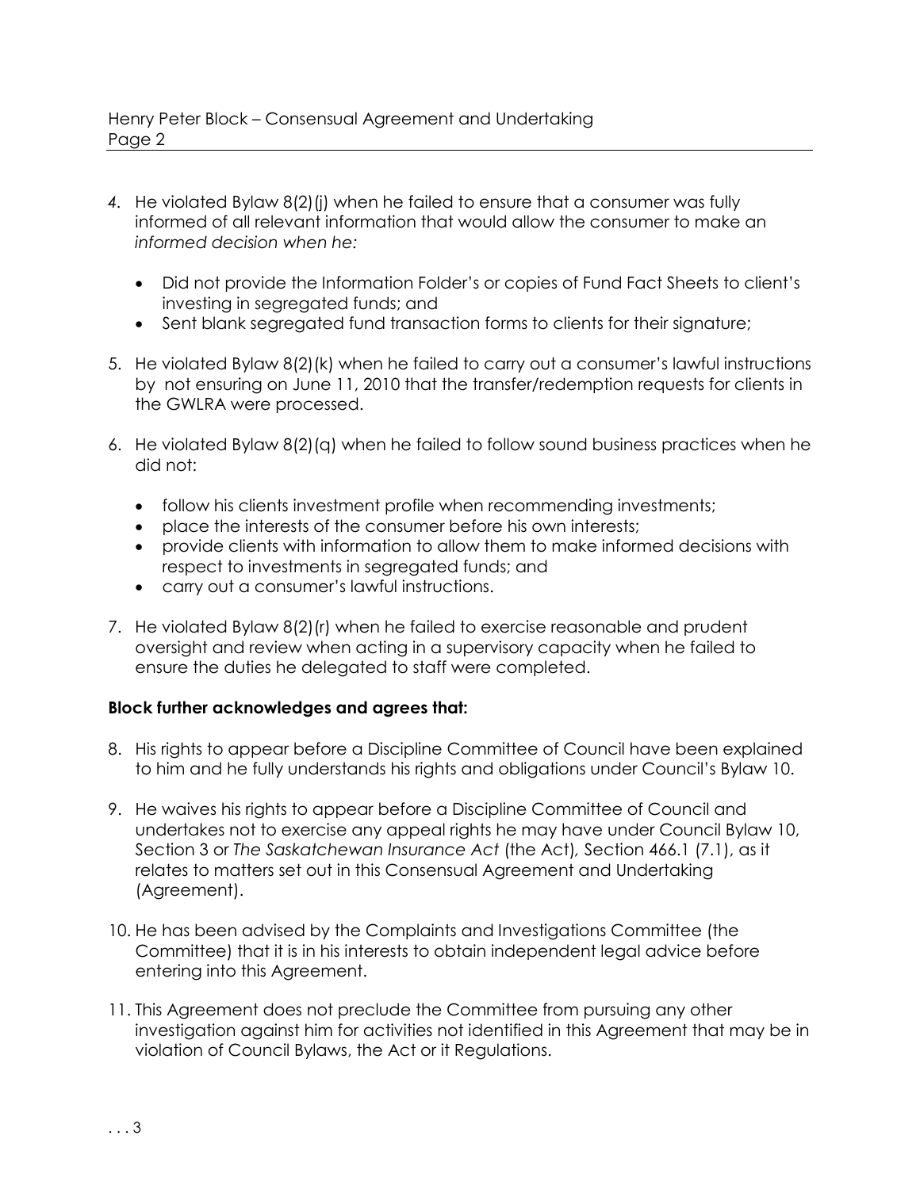4. He violated Bylaw 8(2)(j) when he failed to ensure that a consumer was fully informed of all relevant information that would allow the consumer to make an *informed decision when he:*

   - Did not provide the Information Folder's or copies of Fund Fact Sheets to client's investing in segregated funds; and
   - Sent blank segregated fund transaction forms to clients for their signature;

5. He violated Bylaw 8(2)(k) when he failed to carry out a consumer's lawful instructions by not ensuring on June 11, 2010 that the transfer/redemption requests for clients in the GWLRA were processed.

6. He violated Bylaw 8(2)(q) when he failed to follow sound business practices when he did not:

   - follow his clients investment profile when recommending investments;
   - place the interests of the consumer before his own interests;
   - provide clients with information to allow them to make informed decisions with respect to investments in segregated funds; and
   - carry out a consumer's lawful instructions.

7. He violated Bylaw 8(2)(r) when he failed to exercise reasonable and prudent oversight and review when acting in a supervisory capacity when he failed to ensure the duties he delegated to staff were completed.

**Block further acknowledges and agrees that:**

8. His rights to appear before a Discipline Committee of Council have been explained to him and he fully understands his rights and obligations under Council's Bylaw 10.

9. He waives his rights to appear before a Discipline Committee of Council and undertakes not to exercise any appeal rights he may have under Council Bylaw 10, Section 3 or *The Saskatchewan Insurance Act* (the Act), Section 466.1 (7.1), as it relates to matters set out in this Consensual Agreement and Undertaking (Agreement).

10. He has been advised by the Complaints and Investigations Committee (the Committee) that it is in his interests to obtain independent legal advice before entering into this Agreement.

11. This Agreement does not preclude the Committee from pursuing any other investigation against him for activities not identified in this Agreement that may be in violation of Council Bylaws, the Act or it Regulations.

. . . 3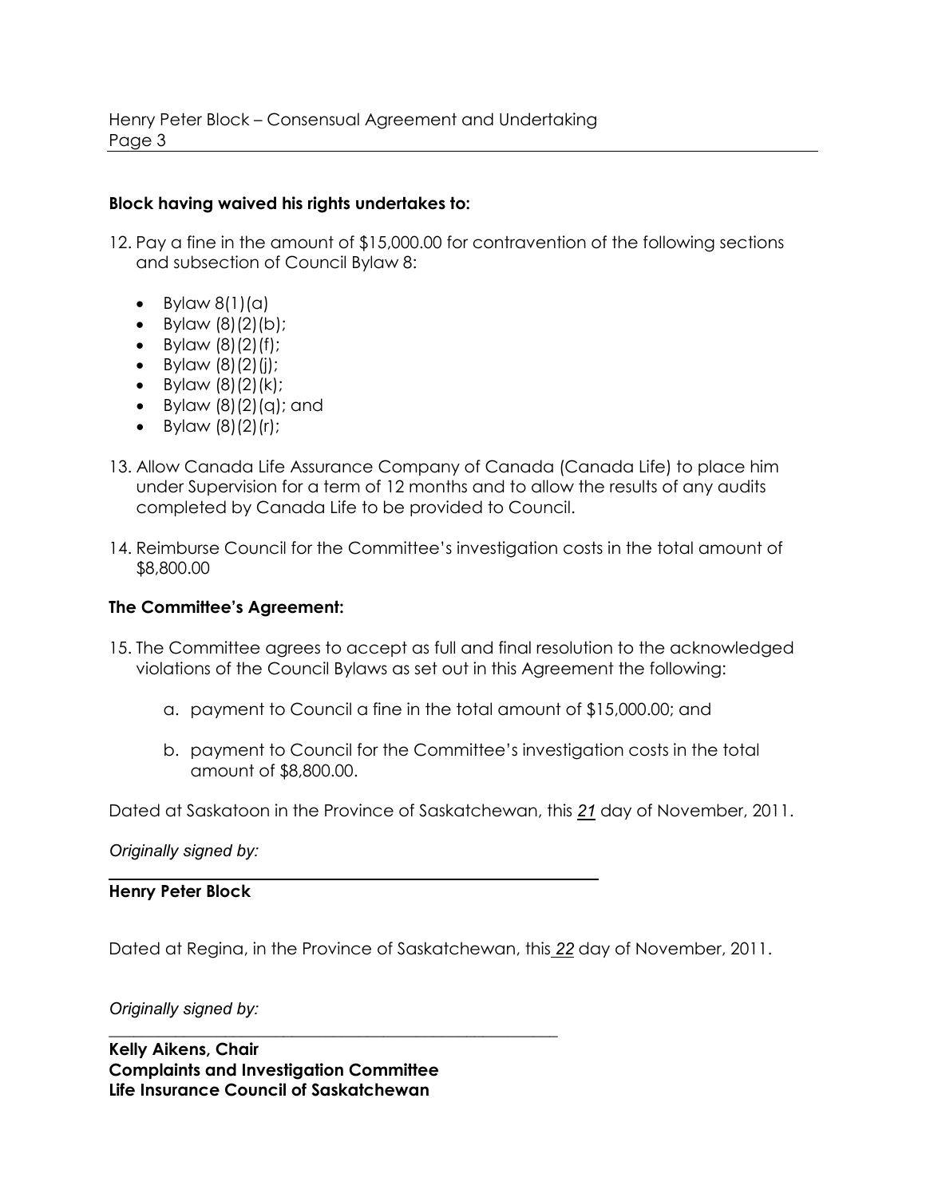**Block having waived his rights undertakes to:**

12. Pay a fine in the amount of $15,000.00 for contravention of the following sections and subsection of Council Bylaw 8:

    - Bylaw 8(1)(a)
    - Bylaw (8)(2)(b);
    - Bylaw (8)(2)(f);
    - Bylaw (8)(2)(j);
    - Bylaw (8)(2)(k);
    - Bylaw (8)(2)(q); and
    - Bylaw (8)(2)(r);

13. Allow Canada Life Assurance Company of Canada (Canada Life) to place him under Supervision for a term of 12 months and to allow the results of any audits completed by Canada Life to be provided to Council.

14. Reimburse Council for the Committee's investigation costs in the total amount of $8,800.00

**The Committee's Agreement:**

15. The Committee agrees to accept as full and final resolution to the acknowledged violations of the Council Bylaws as set out in this Agreement the following:

    a. payment to Council a fine in the total amount of $15,000.00; and

    b. payment to Council for the Committee's investigation costs in the total amount of $8,800.00.

Dated at Saskatoon in the Province of Saskatchewan, this ***21*** day of November, 2011.

*Originally signed by:*

**Henry Peter Block**

Dated at Regina, in the Province of Saskatchewan, this ***22*** day of November, 2011.

*Originally signed by:*

**Kelly Aikens, Chair**
**Complaints and Investigation Committee**
**Life Insurance Council of Saskatchewan**